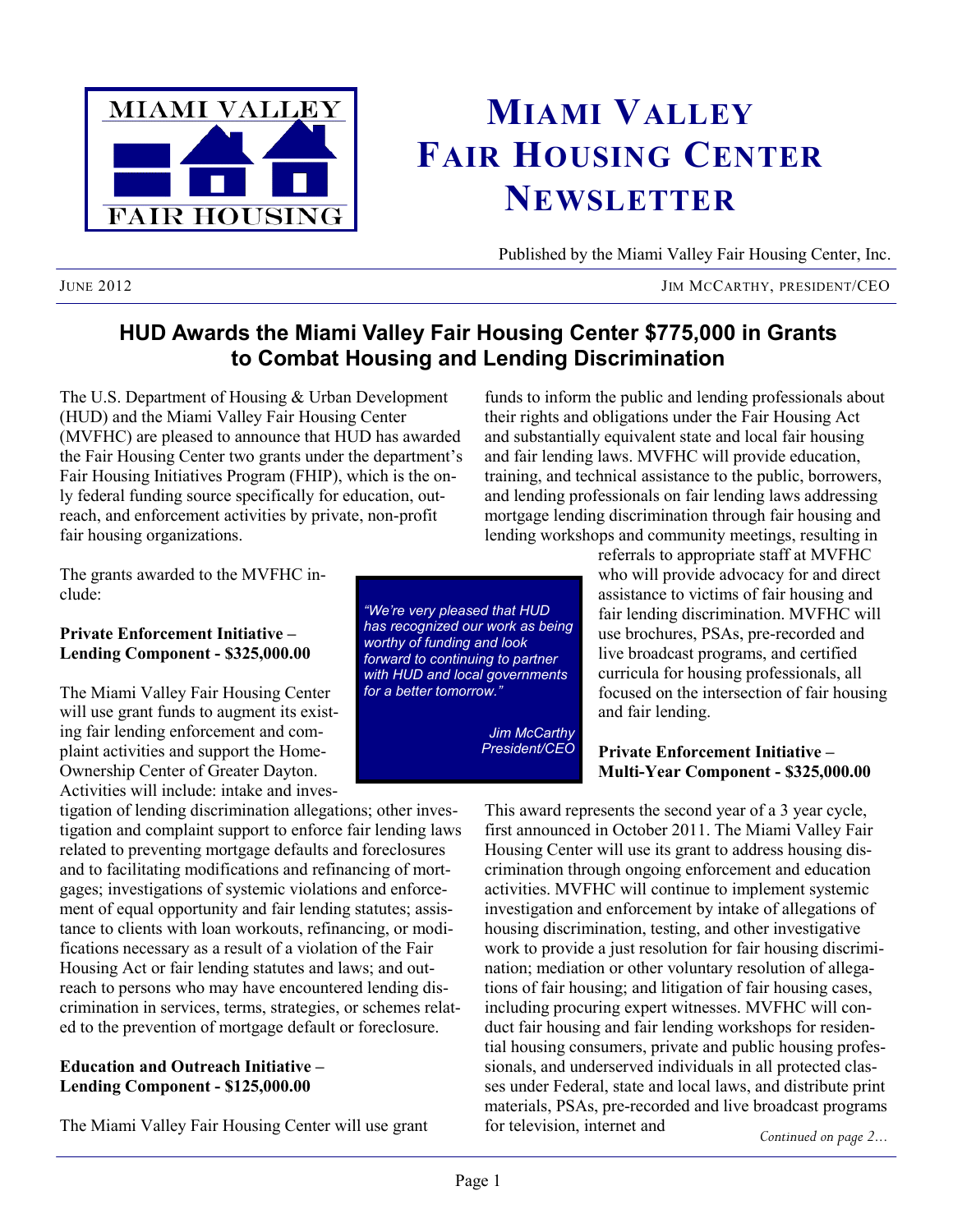# Miami Valley Fair Housing Center Newsletter

Published by the Miami Valley Fair Housing Center, Inc.

June 2012 — Jim McCarthy, President/CEO

## HUD Awards the Miami Valley Fair Housing Center $775,000 in Grants to Combat Housing and Lending Discrimination

The U.S. Department of Housing & Urban Development (HUD) and the Miami Valley Fair Housing Center (MVFHC) are pleased to announce that HUD has awarded the Fair Housing Center two grants under the department's Fair Housing Initiatives Program (FHIP), which is the only federal funding source specifically for education, outreach, and enforcement activities by private, non-profit fair housing organizations.

The grants awarded to the MVFHC include:

**Private Enforcement Initiative – Lending Component - $325,000.00**

The Miami Valley Fair Housing Center will use grant funds to augment its existing fair lending enforcement and complaint activities and support the Home-Ownership Center of Greater Dayton. Activities will include: intake and investigation of lending discrimination allegations; other investigation and complaint support to enforce fair lending laws related to preventing mortgage defaults and foreclosures and to facilitating modifications and refinancing of mortgages; investigations of systemic violations and enforcement of equal opportunity and fair lending statutes; assistance to clients with loan workouts, refinancing, or modifications necessary as a result of a violation of the Fair Housing Act or fair lending statutes and laws; and outreach to persons who may have encountered lending discrimination in services, terms, strategies, or schemes related to the prevention of mortgage default or foreclosure.

**Education and Outreach Initiative – Lending Component - $125,000.00**

The Miami Valley Fair Housing Center will use grant funds to inform the public and lending professionals about their rights and obligations under the Fair Housing Act and substantially equivalent state and local fair housing and fair lending laws. MVFHC will provide education, training, and technical assistance to the public, borrowers, and lending professionals on fair lending laws addressing mortgage lending discrimination through fair housing and lending workshops and community meetings, resulting in referrals to appropriate staff at MVFHC who will provide advocacy for and direct assistance to victims of fair housing and fair lending discrimination. MVFHC will use brochures, PSAs, pre-recorded and live broadcast programs, and certified curricula for housing professionals, all focused on the intersection of fair housing and fair lending.

> *"We're very pleased that HUD has recognized our work as being worthy of funding and look forward to continuing to partner with HUD and local governments for a better tomorrow."*
>
> *Jim McCarthy*
> *President/CEO*

**Private Enforcement Initiative – Multi-Year Component - $325,000.00**

This award represents the second year of a 3 year cycle, first announced in October 2011. The Miami Valley Fair Housing Center will use its grant to address housing discrimination through ongoing enforcement and education activities. MVFHC will continue to implement systemic investigation and enforcement by intake of allegations of housing discrimination, testing, and other investigative work to provide a just resolution for fair housing discrimination; mediation or other voluntary resolution of allegations of fair housing; and litigation of fair housing cases, including procuring expert witnesses. MVFHC will conduct fair housing and fair lending workshops for residential housing consumers, private and public housing professionals, and underserved individuals in all protected classes under Federal, state and local laws, and distribute print materials, PSAs, pre-recorded and live broadcast programs for television, internet and

*Continued on page 2…*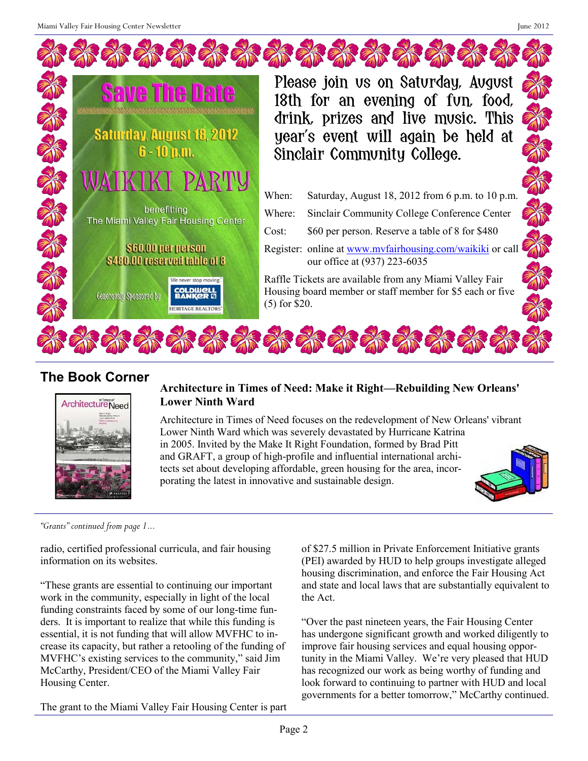## Save The Date

**Saturday, August 18, 2012**
**6 - 10 p.m.**

# WAIKIKI PARTY

benefitting
The Miami Valley Fair Housing Center

**$60.00 per person**
**$480.00 reserved table of 8**

Generously Sponsored by Coldwell Banker Heritage Realtors

Please join us on Saturday, August 18th for an evening of fun, food, drink, prizes and live music. This year's event will again be held at Sinclair Community College.

When: Saturday, August 18, 2012 from 6 p.m. to 10 p.m.

Where: Sinclair Community College Conference Center

Cost: $60 per person. Reserve a table of 8 for $480

Register: online at www.mvfairhousing.com/waikiki or call our office at (937) 223-6035

Raffle Tickets are available from any Miami Valley Fair Housing board member or staff member for $5 each or five (5) for $20.

## The Book Corner

**Architecture in Times of Need: Make it Right—Rebuilding New Orleans' Lower Ninth Ward**

Architecture in Times of Need focuses on the redevelopment of New Orleans' vibrant Lower Ninth Ward which was severely devastated by Hurricane Katrina in 2005. Invited by the Make It Right Foundation, formed by Brad Pitt and GRAFT, a group of high-profile and influential international architects set about developing affordable, green housing for the area, incorporating the latest in innovative and sustainable design.

*"Grants" continued from page 1…*

radio, certified professional curricula, and fair housing information on its websites.

"These grants are essential to continuing our important work in the community, especially in light of the local funding constraints faced by some of our long-time funders. It is important to realize that while this funding is essential, it is not funding that will allow MVFHC to increase its capacity, but rather a retooling of the funding of MVFHC's existing services to the community," said Jim McCarthy, President/CEO of the Miami Valley Fair Housing Center.

The grant to the Miami Valley Fair Housing Center is part of $27.5 million in Private Enforcement Initiative grants (PEI) awarded by HUD to help groups investigate alleged housing discrimination, and enforce the Fair Housing Act and state and local laws that are substantially equivalent to the Act.

"Over the past nineteen years, the Fair Housing Center has undergone significant growth and worked diligently to improve fair housing services and equal housing opportunity in the Miami Valley. We're very pleased that HUD has recognized our work as being worthy of funding and look forward to continuing to partner with HUD and local governments for a better tomorrow," McCarthy continued.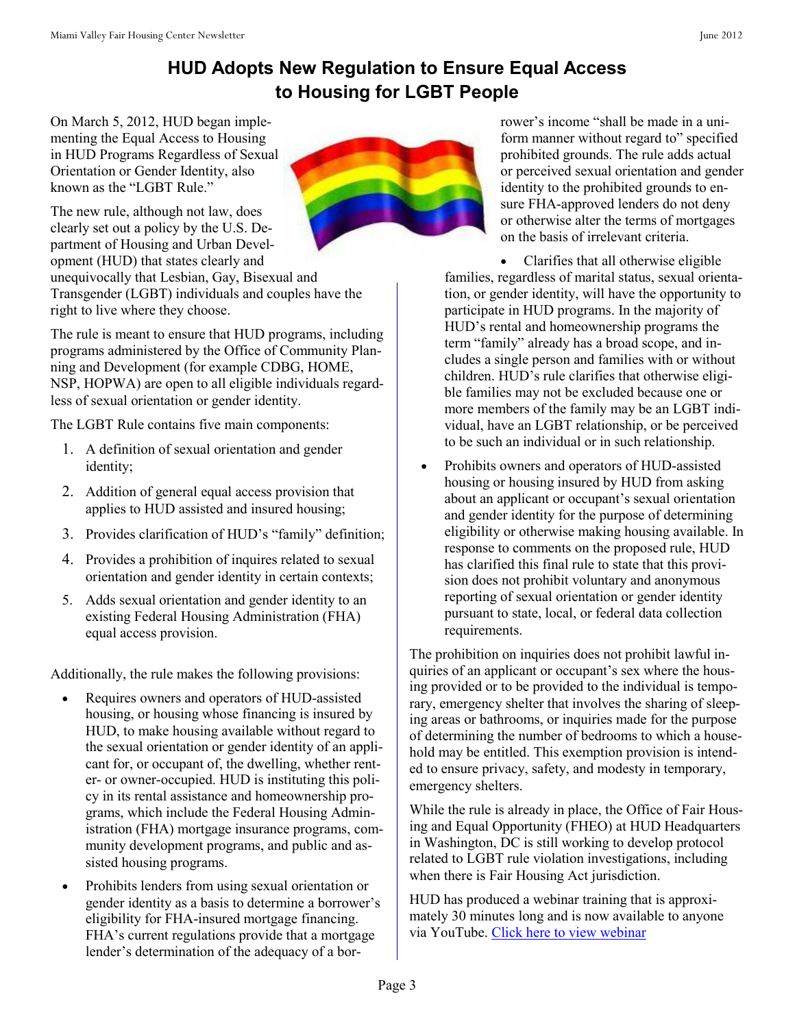# HUD Adopts New Regulation to Ensure Equal Access to Housing for LGBT People

On March 5, 2012, HUD began implementing the Equal Access to Housing in HUD Programs Regardless of Sexual Orientation or Gender Identity, also known as the "LGBT Rule."

The new rule, although not law, does clearly set out a policy by the U.S. Department of Housing and Urban Development (HUD) that states clearly and unequivocally that Lesbian, Gay, Bisexual and Transgender (LGBT) individuals and couples have the right to live where they choose.

The rule is meant to ensure that HUD programs, including programs administered by the Office of Community Planning and Development (for example CDBG, HOME, NSP, HOPWA) are open to all eligible individuals regardless of sexual orientation or gender identity.

The LGBT Rule contains five main components:

1. A definition of sexual orientation and gender identity;
2. Addition of general equal access provision that applies to HUD assisted and insured housing;
3. Provides clarification of HUD's "family" definition;
4. Provides a prohibition of inquires related to sexual orientation and gender identity in certain contexts;
5. Adds sexual orientation and gender identity to an existing Federal Housing Administration (FHA) equal access provision.

Additionally, the rule makes the following provisions:

- Requires owners and operators of HUD-assisted housing, or housing whose financing is insured by HUD, to make housing available without regard to the sexual orientation or gender identity of an applicant for, or occupant of, the dwelling, whether renter- or owner-occupied. HUD is instituting this policy in its rental assistance and homeownership programs, which include the Federal Housing Administration (FHA) mortgage insurance programs, community development programs, and public and assisted housing programs.
- Prohibits lenders from using sexual orientation or gender identity as a basis to determine a borrower's eligibility for FHA-insured mortgage financing. FHA's current regulations provide that a mortgage lender's determination of the adequacy of a borrower's income "shall be made in a uniform manner without regard to" specified prohibited grounds. The rule adds actual or perceived sexual orientation and gender identity to the prohibited grounds to ensure FHA-approved lenders do not deny or otherwise alter the terms of mortgages on the basis of irrelevant criteria.
- Clarifies that all otherwise eligible families, regardless of marital status, sexual orientation, or gender identity, will have the opportunity to participate in HUD programs. In the majority of HUD's rental and homeownership programs the term "family" already has a broad scope, and includes a single person and families with or without children. HUD's rule clarifies that otherwise eligible families may not be excluded because one or more members of the family may be an LGBT individual, have an LGBT relationship, or be perceived to be such an individual or in such relationship.
- Prohibits owners and operators of HUD-assisted housing or housing insured by HUD from asking about an applicant or occupant's sexual orientation and gender identity for the purpose of determining eligibility or otherwise making housing available. In response to comments on the proposed rule, HUD has clarified this final rule to state that this provision does not prohibit voluntary and anonymous reporting of sexual orientation or gender identity pursuant to state, local, or federal data collection requirements.

The prohibition on inquiries does not prohibit lawful inquiries of an applicant or occupant's sex where the housing provided or to be provided to the individual is temporary, emergency shelter that involves the sharing of sleeping areas or bathrooms, or inquiries made for the purpose of determining the number of bedrooms to which a household may be entitled. This exemption provision is intended to ensure privacy, safety, and modesty in temporary, emergency shelters.

While the rule is already in place, the Office of Fair Housing and Equal Opportunity (FHEO) at HUD Headquarters in Washington, DC is still working to develop protocol related to LGBT rule violation investigations, including when there is Fair Housing Act jurisdiction.

HUD has produced a webinar training that is approximately 30 minutes long and is now available to anyone via YouTube. Click here to view webinar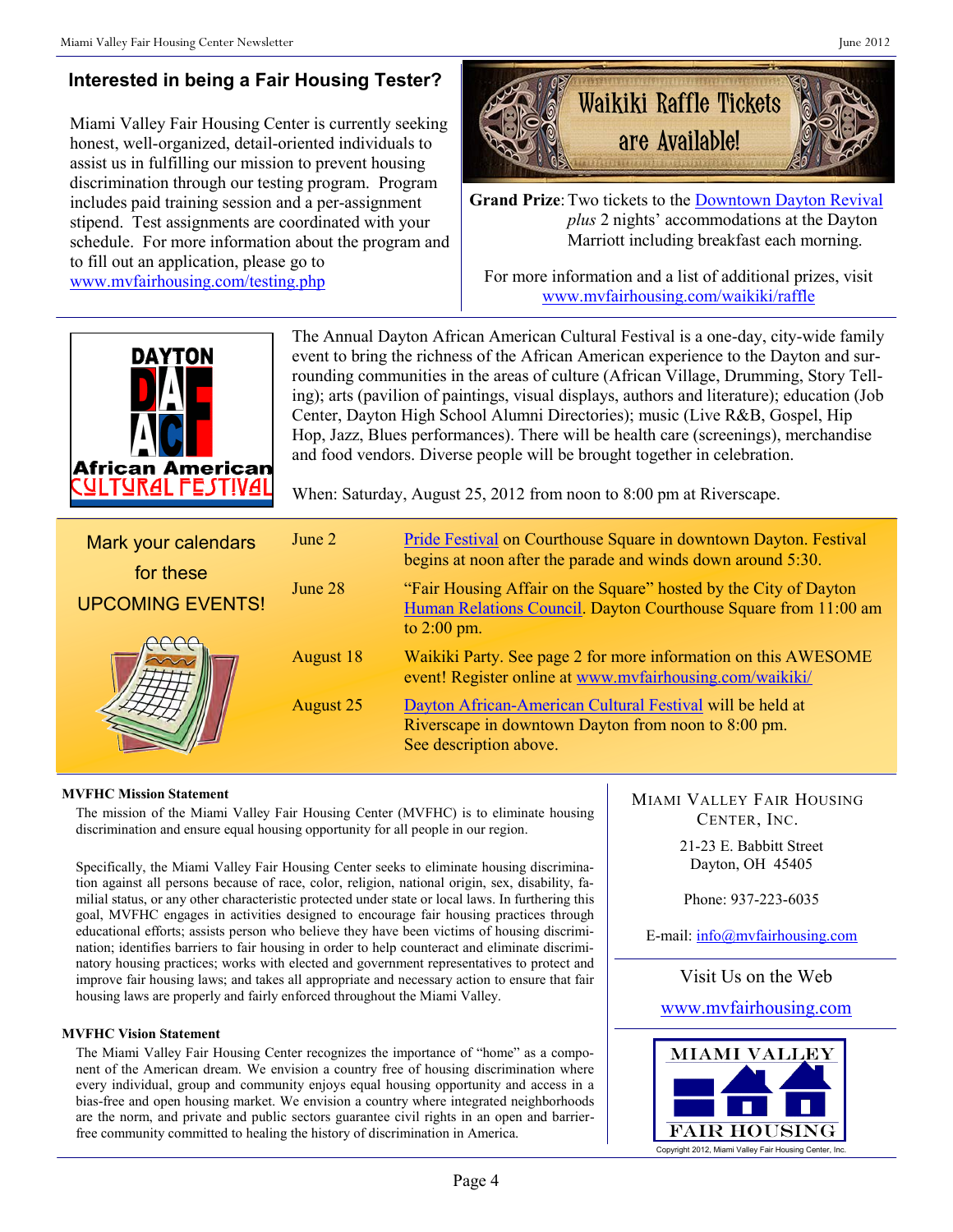## Interested in being a Fair Housing Tester?

Miami Valley Fair Housing Center is currently seeking honest, well-organized, detail-oriented individuals to assist us in fulfilling our mission to prevent housing discrimination through our testing program. Program includes paid training session and a per-assignment stipend. Test assignments are coordinated with your schedule. For more information about the program and to fill out an application, please go to www.mvfairhousing.com/testing.php

## Waikiki Raffle Tickets are Available!

**Grand Prize**: Two tickets to the Downtown Dayton Revival *plus* 2 nights' accommodations at the Dayton Marriott including breakfast each morning.

For more information and a list of additional prizes, visit www.mvfairhousing.com/waikiki/raffle

DAYTON DAAACF African American CULTURAL FESTIVAL

The Annual Dayton African American Cultural Festival is a one-day, city-wide family event to bring the richness of the African American experience to the Dayton and surrounding communities in the areas of culture (African Village, Drumming, Story Telling); arts (pavilion of paintings, visual displays, authors and literature); education (Job Center, Dayton High School Alumni Directories); music (Live R&B, Gospel, Hip Hop, Jazz, Blues performances). There will be health care (screenings), merchandise and food vendors. Diverse people will be brought together in celebration.

When: Saturday, August 25, 2012 from noon to 8:00 pm at Riverscape.

## Mark your calendars for these UPCOMING EVENTS!

| | |
|---|---|
| June 2 | Pride Festival on Courthouse Square in downtown Dayton. Festival begins at noon after the parade and winds down around 5:30. |
| June 28 | "Fair Housing Affair on the Square" hosted by the City of Dayton Human Relations Council. Dayton Courthouse Square from 11:00 am to 2:00 pm. |
| August 18 | Waikiki Party. See page 2 for more information on this AWESOME event! Register online at www.mvfairhousing.com/waikiki/ |
| August 25 | Dayton African-American Cultural Festival will be held at Riverscape in downtown Dayton from noon to 8:00 pm. See description above. |

**MVFHC Mission Statement**

The mission of the Miami Valley Fair Housing Center (MVFHC) is to eliminate housing discrimination and ensure equal housing opportunity for all people in our region.

Specifically, the Miami Valley Fair Housing Center seeks to eliminate housing discrimination against all persons because of race, color, religion, national origin, sex, disability, familial status, or any other characteristic protected under state or local laws. In furthering this goal, MVFHC engages in activities designed to encourage fair housing practices through educational efforts; assists person who believe they have been victims of housing discrimination; identifies barriers to fair housing in order to help counteract and eliminate discriminatory housing practices; works with elected and government representatives to protect and improve fair housing laws; and takes all appropriate and necessary action to ensure that fair housing laws are properly and fairly enforced throughout the Miami Valley.

**MVFHC Vision Statement**

The Miami Valley Fair Housing Center recognizes the importance of "home" as a component of the American dream. We envision a country free of housing discrimination where every individual, group and community enjoys equal housing opportunity and access in a bias-free and open housing market. We envision a country where integrated neighborhoods are the norm, and private and public sectors guarantee civil rights in an open and barrier-free community committed to healing the history of discrimination in America.

MIAMI VALLEY FAIR HOUSING CENTER, INC.

21-23 E. Babbitt Street
Dayton, OH 45405

Phone: 937-223-6035

E-mail: info@mvfairhousing.com

Visit Us on the Web

www.mvfairhousing.com

MIAMI VALLEY FAIR HOUSING

Copyright 2012, Miami Valley Fair Housing Center, Inc.